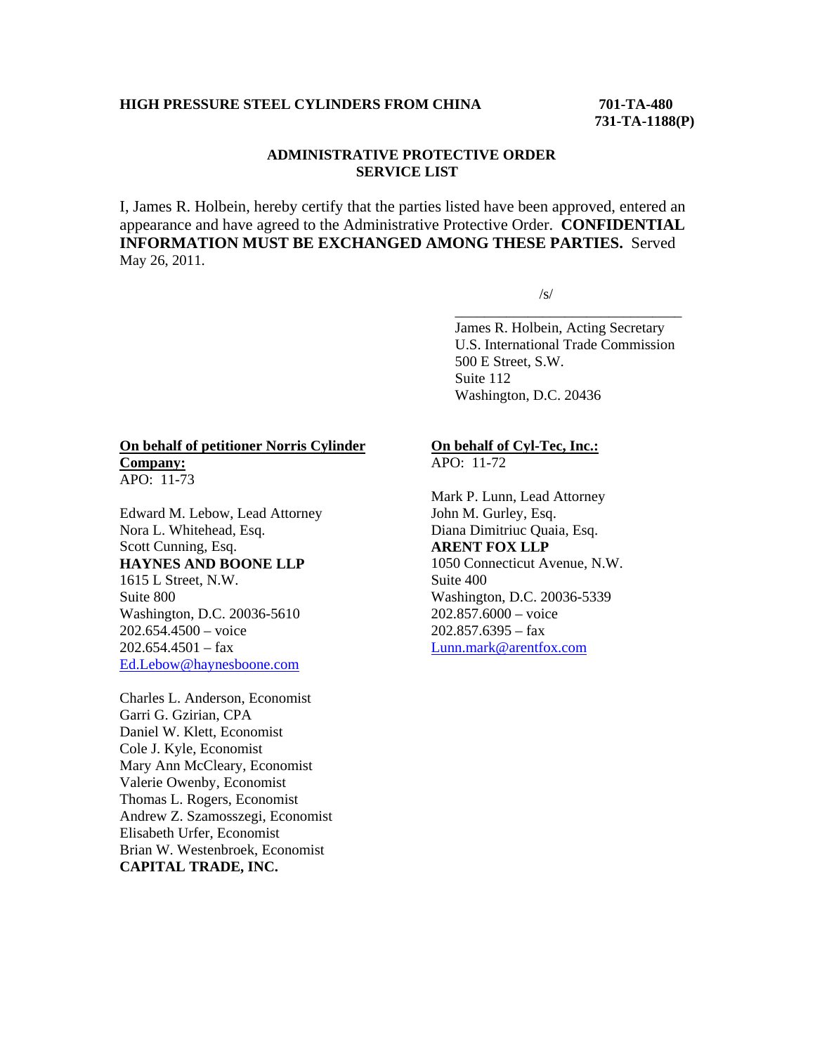**HIGH PRESSURE STEEL CYLINDERS FROM CHINA** **701-TA-480**
**731-TA-1188(P)**

**ADMINISTRATIVE PROTECTIVE ORDER**
**SERVICE LIST**

I, James R. Holbein, hereby certify that the parties listed have been approved, entered an appearance and have agreed to the Administrative Protective Order. **CONFIDENTIAL INFORMATION MUST BE EXCHANGED AMONG THESE PARTIES.** Served May 26, 2011.

/s/

James R. Holbein, Acting Secretary
U.S. International Trade Commission
500 E Street, S.W.
Suite 112
Washington, D.C. 20436

**On behalf of petitioner Norris Cylinder Company:**
APO: 11-73

Edward M. Lebow, Lead Attorney
Nora L. Whitehead, Esq.
Scott Cunning, Esq.
**HAYNES AND BOONE LLP**
1615 L Street, N.W.
Suite 800
Washington, D.C. 20036-5610
202.654.4500 – voice
202.654.4501 – fax
Ed.Lebow@haynesboone.com

Charles L. Anderson, Economist
Garri G. Gzirian, CPA
Daniel W. Klett, Economist
Cole J. Kyle, Economist
Mary Ann McCleary, Economist
Valerie Owenby, Economist
Thomas L. Rogers, Economist
Andrew Z. Szamosszegi, Economist
Elisabeth Urfer, Economist
Brian W. Westenbroek, Economist
**CAPITAL TRADE, INC.**

**On behalf of Cyl-Tec, Inc.:**
APO: 11-72

Mark P. Lunn, Lead Attorney
John M. Gurley, Esq.
Diana Dimitriuc Quaia, Esq.
**ARENT FOX LLP**
1050 Connecticut Avenue, N.W.
Suite 400
Washington, D.C. 20036-5339
202.857.6000 – voice
202.857.6395 – fax
Lunn.mark@arentfox.com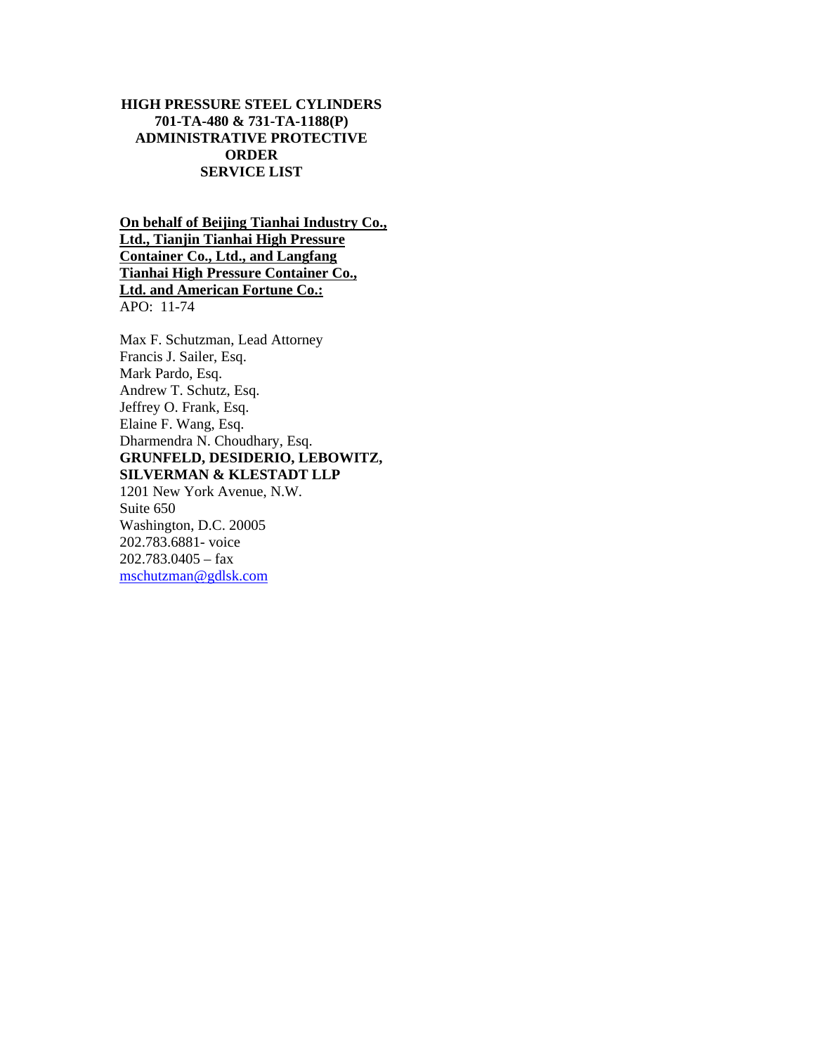**HIGH PRESSURE STEEL CYLINDERS**
**701-TA-480 & 731-TA-1188(P)**
**ADMINISTRATIVE PROTECTIVE ORDER**
**SERVICE LIST**

**On behalf of Beijing Tianhai Industry Co., Ltd., Tianjin Tianhai High Pressure Container Co., Ltd., and Langfang Tianhai High Pressure Container Co., Ltd. and American Fortune Co.:**
APO: 11-74

Max F. Schutzman, Lead Attorney
Francis J. Sailer, Esq.
Mark Pardo, Esq.
Andrew T. Schutz, Esq.
Jeffrey O. Frank, Esq.
Elaine F. Wang, Esq.
Dharmendra N. Choudhary, Esq.
**GRUNFELD, DESIDERIO, LEBOWITZ, SILVERMAN & KLESTADT LLP**
1201 New York Avenue, N.W.
Suite 650
Washington, D.C. 20005
202.783.6881- voice
202.783.0405 – fax
mschutzman@gdlsk.com